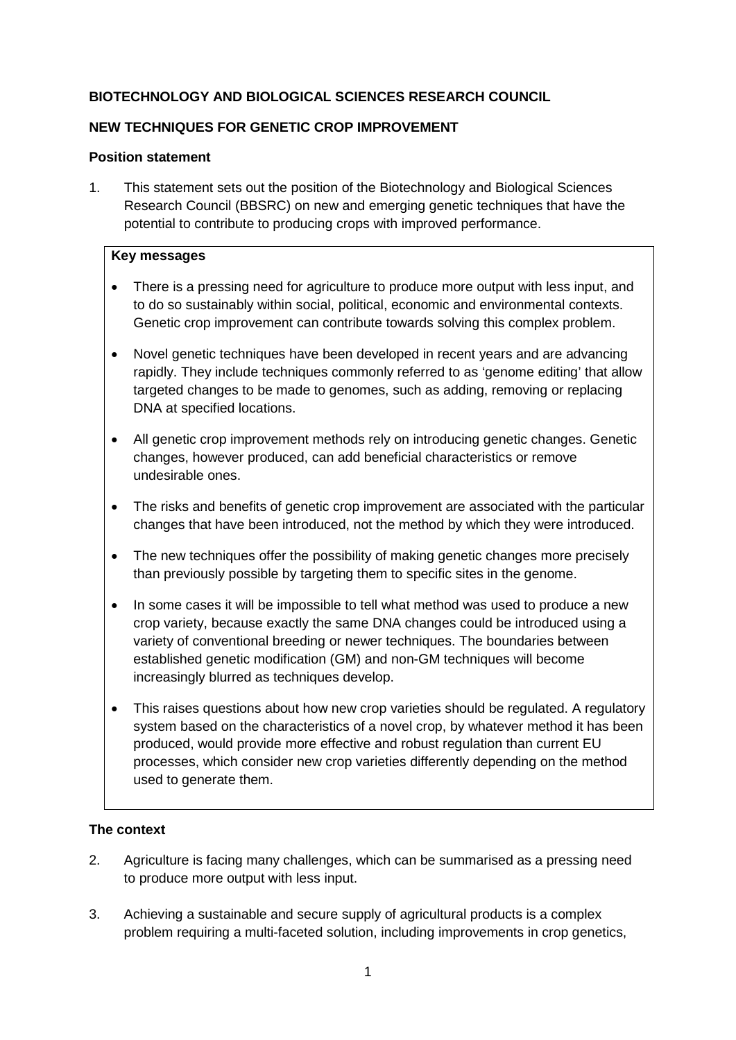**BIOTECHNOLOGY AND BIOLOGICAL SCIENCES RESEARCH COUNCIL**

**NEW TECHNIQUES FOR GENETIC CROP IMPROVEMENT**

**Position statement**

1. This statement sets out the position of the Biotechnology and Biological Sciences Research Council (BBSRC) on new and emerging genetic techniques that have the potential to contribute to producing crops with improved performance.

> **Key messages**
>
> - There is a pressing need for agriculture to produce more output with less input, and to do so sustainably within social, political, economic and environmental contexts. Genetic crop improvement can contribute towards solving this complex problem.
> - Novel genetic techniques have been developed in recent years and are advancing rapidly. They include techniques commonly referred to as 'genome editing' that allow targeted changes to be made to genomes, such as adding, removing or replacing DNA at specified locations.
> - All genetic crop improvement methods rely on introducing genetic changes. Genetic changes, however produced, can add beneficial characteristics or remove undesirable ones.
> - The risks and benefits of genetic crop improvement are associated with the particular changes that have been introduced, not the method by which they were introduced.
> - The new techniques offer the possibility of making genetic changes more precisely than previously possible by targeting them to specific sites in the genome.
> - In some cases it will be impossible to tell what method was used to produce a new crop variety, because exactly the same DNA changes could be introduced using a variety of conventional breeding or newer techniques. The boundaries between established genetic modification (GM) and non-GM techniques will become increasingly blurred as techniques develop.
> - This raises questions about how new crop varieties should be regulated. A regulatory system based on the characteristics of a novel crop, by whatever method it has been produced, would provide more effective and robust regulation than current EU processes, which consider new crop varieties differently depending on the method used to generate them.

**The context**

2. Agriculture is facing many challenges, which can be summarised as a pressing need to produce more output with less input.

3. Achieving a sustainable and secure supply of agricultural products is a complex problem requiring a multi-faceted solution, including improvements in crop genetics,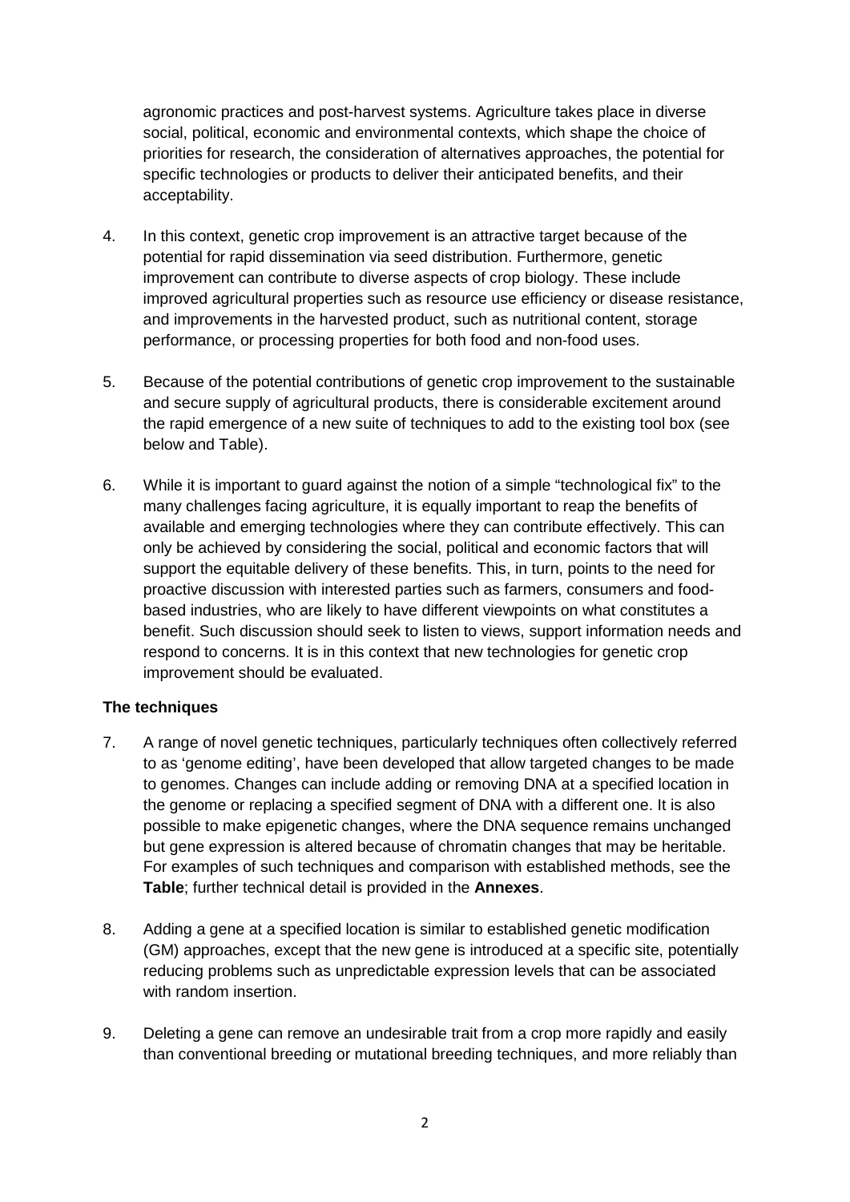agronomic practices and post-harvest systems. Agriculture takes place in diverse social, political, economic and environmental contexts, which shape the choice of priorities for research, the consideration of alternatives approaches, the potential for specific technologies or products to deliver their anticipated benefits, and their acceptability.

4. In this context, genetic crop improvement is an attractive target because of the potential for rapid dissemination via seed distribution. Furthermore, genetic improvement can contribute to diverse aspects of crop biology. These include improved agricultural properties such as resource use efficiency or disease resistance, and improvements in the harvested product, such as nutritional content, storage performance, or processing properties for both food and non-food uses.

5. Because of the potential contributions of genetic crop improvement to the sustainable and secure supply of agricultural products, there is considerable excitement around the rapid emergence of a new suite of techniques to add to the existing tool box (see below and Table).

6. While it is important to guard against the notion of a simple "technological fix" to the many challenges facing agriculture, it is equally important to reap the benefits of available and emerging technologies where they can contribute effectively. This can only be achieved by considering the social, political and economic factors that will support the equitable delivery of these benefits. This, in turn, points to the need for proactive discussion with interested parties such as farmers, consumers and food-based industries, who are likely to have different viewpoints on what constitutes a benefit. Such discussion should seek to listen to views, support information needs and respond to concerns. It is in this context that new technologies for genetic crop improvement should be evaluated.

**The techniques**

7. A range of novel genetic techniques, particularly techniques often collectively referred to as 'genome editing', have been developed that allow targeted changes to be made to genomes. Changes can include adding or removing DNA at a specified location in the genome or replacing a specified segment of DNA with a different one. It is also possible to make epigenetic changes, where the DNA sequence remains unchanged but gene expression is altered because of chromatin changes that may be heritable. For examples of such techniques and comparison with established methods, see the **Table**; further technical detail is provided in the **Annexes**.

8. Adding a gene at a specified location is similar to established genetic modification (GM) approaches, except that the new gene is introduced at a specific site, potentially reducing problems such as unpredictable expression levels that can be associated with random insertion.

9. Deleting a gene can remove an undesirable trait from a crop more rapidly and easily than conventional breeding or mutational breeding techniques, and more reliably than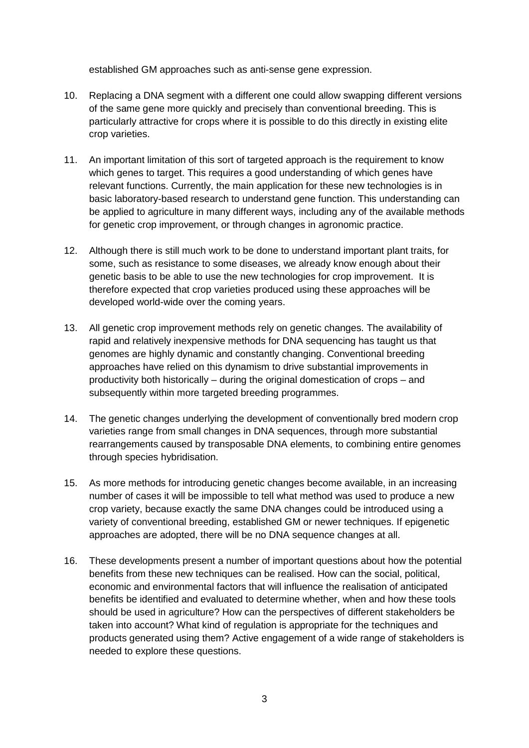established GM approaches such as anti-sense gene expression.

10. Replacing a DNA segment with a different one could allow swapping different versions of the same gene more quickly and precisely than conventional breeding. This is particularly attractive for crops where it is possible to do this directly in existing elite crop varieties.

11. An important limitation of this sort of targeted approach is the requirement to know which genes to target. This requires a good understanding of which genes have relevant functions. Currently, the main application for these new technologies is in basic laboratory-based research to understand gene function. This understanding can be applied to agriculture in many different ways, including any of the available methods for genetic crop improvement, or through changes in agronomic practice.

12. Although there is still much work to be done to understand important plant traits, for some, such as resistance to some diseases, we already know enough about their genetic basis to be able to use the new technologies for crop improvement. It is therefore expected that crop varieties produced using these approaches will be developed world-wide over the coming years.

13. All genetic crop improvement methods rely on genetic changes. The availability of rapid and relatively inexpensive methods for DNA sequencing has taught us that genomes are highly dynamic and constantly changing. Conventional breeding approaches have relied on this dynamism to drive substantial improvements in productivity both historically – during the original domestication of crops – and subsequently within more targeted breeding programmes.

14. The genetic changes underlying the development of conventionally bred modern crop varieties range from small changes in DNA sequences, through more substantial rearrangements caused by transposable DNA elements, to combining entire genomes through species hybridisation.

15. As more methods for introducing genetic changes become available, in an increasing number of cases it will be impossible to tell what method was used to produce a new crop variety, because exactly the same DNA changes could be introduced using a variety of conventional breeding, established GM or newer techniques. If epigenetic approaches are adopted, there will be no DNA sequence changes at all.

16. These developments present a number of important questions about how the potential benefits from these new techniques can be realised. How can the social, political, economic and environmental factors that will influence the realisation of anticipated benefits be identified and evaluated to determine whether, when and how these tools should be used in agriculture? How can the perspectives of different stakeholders be taken into account? What kind of regulation is appropriate for the techniques and products generated using them? Active engagement of a wide range of stakeholders is needed to explore these questions.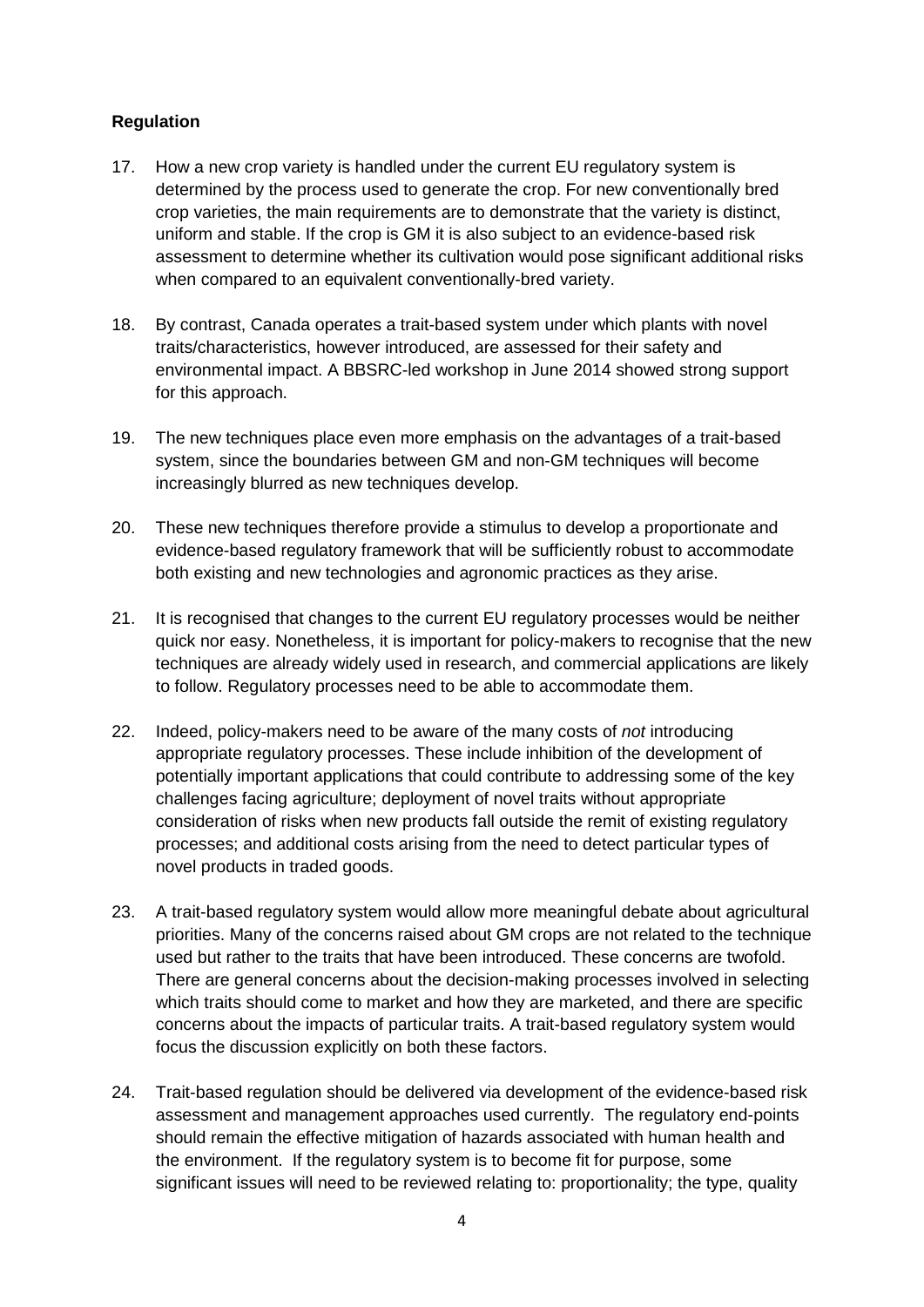**Regulation**

17. How a new crop variety is handled under the current EU regulatory system is determined by the process used to generate the crop. For new conventionally bred crop varieties, the main requirements are to demonstrate that the variety is distinct, uniform and stable. If the crop is GM it is also subject to an evidence-based risk assessment to determine whether its cultivation would pose significant additional risks when compared to an equivalent conventionally-bred variety.

18. By contrast, Canada operates a trait-based system under which plants with novel traits/characteristics, however introduced, are assessed for their safety and environmental impact. A BBSRC-led workshop in June 2014 showed strong support for this approach.

19. The new techniques place even more emphasis on the advantages of a trait-based system, since the boundaries between GM and non-GM techniques will become increasingly blurred as new techniques develop.

20. These new techniques therefore provide a stimulus to develop a proportionate and evidence-based regulatory framework that will be sufficiently robust to accommodate both existing and new technologies and agronomic practices as they arise.

21. It is recognised that changes to the current EU regulatory processes would be neither quick nor easy. Nonetheless, it is important for policy-makers to recognise that the new techniques are already widely used in research, and commercial applications are likely to follow. Regulatory processes need to be able to accommodate them.

22. Indeed, policy-makers need to be aware of the many costs of *not* introducing appropriate regulatory processes. These include inhibition of the development of potentially important applications that could contribute to addressing some of the key challenges facing agriculture; deployment of novel traits without appropriate consideration of risks when new products fall outside the remit of existing regulatory processes; and additional costs arising from the need to detect particular types of novel products in traded goods.

23. A trait-based regulatory system would allow more meaningful debate about agricultural priorities. Many of the concerns raised about GM crops are not related to the technique used but rather to the traits that have been introduced. These concerns are twofold. There are general concerns about the decision-making processes involved in selecting which traits should come to market and how they are marketed, and there are specific concerns about the impacts of particular traits. A trait-based regulatory system would focus the discussion explicitly on both these factors.

24. Trait-based regulation should be delivered via development of the evidence-based risk assessment and management approaches used currently. The regulatory end-points should remain the effective mitigation of hazards associated with human health and the environment. If the regulatory system is to become fit for purpose, some significant issues will need to be reviewed relating to: proportionality; the type, quality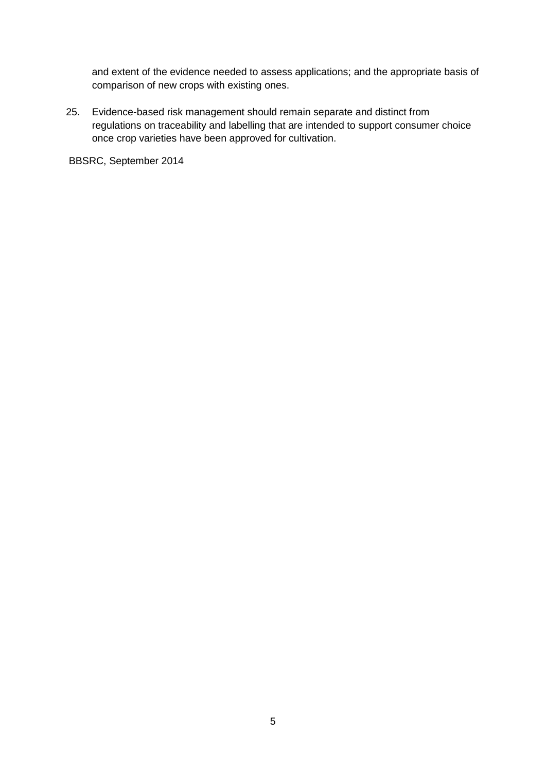and extent of the evidence needed to assess applications; and the appropriate basis of comparison of new crops with existing ones.

25. Evidence-based risk management should remain separate and distinct from regulations on traceability and labelling that are intended to support consumer choice once crop varieties have been approved for cultivation.

BBSRC, September 2014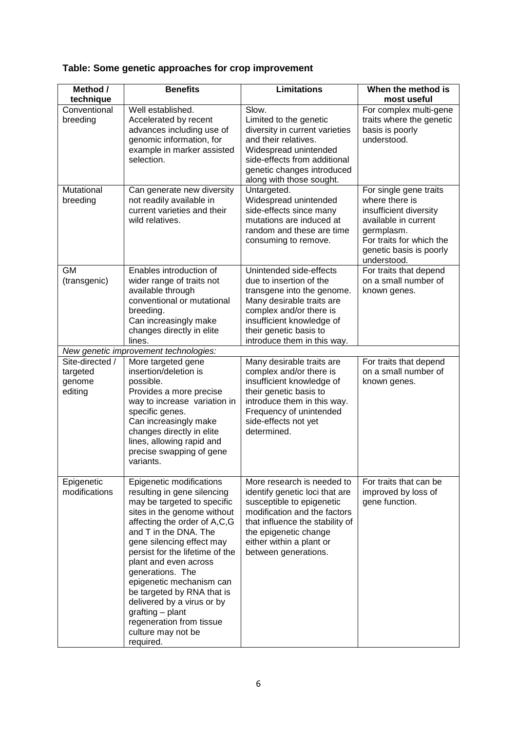**Table: Some genetic approaches for crop improvement**

| Method / technique | Benefits | Limitations | When the method is most useful |
|---|---|---|---|
| Conventional breeding | Well established. Accelerated by recent advances including use of genomic information, for example in marker assisted selection. | Slow. Limited to the genetic diversity in current varieties and their relatives. Widespread unintended side-effects from additional genetic changes introduced along with those sought. | For complex multi-gene traits where the genetic basis is poorly understood. |
| Mutational breeding | Can generate new diversity not readily available in current varieties and their wild relatives. | Untargeted. Widespread unintended side-effects since many mutations are induced at random and these are time consuming to remove. | For single gene traits where there is insufficient diversity available in current germplasm. For traits for which the genetic basis is poorly understood. |
| GM (transgenic) | Enables introduction of wider range of traits not available through conventional or mutational breeding. Can increasingly make changes directly in elite lines. | Unintended side-effects due to insertion of the transgene into the genome. Many desirable traits are complex and/or there is insufficient knowledge of their genetic basis to introduce them in this way. | For traits that depend on a small number of known genes. |
| *New genetic improvement technologies:* | | | |
| Site-directed / targeted genome editing | More targeted gene insertion/deletion is possible. Provides a more precise way to increase variation in specific genes. Can increasingly make changes directly in elite lines, allowing rapid and precise swapping of gene variants. | Many desirable traits are complex and/or there is insufficient knowledge of their genetic basis to introduce them in this way. Frequency of unintended side-effects not yet determined. | For traits that depend on a small number of known genes. |
| Epigenetic modifications | Epigenetic modifications resulting in gene silencing may be targeted to specific sites in the genome without affecting the order of A,C,G and T in the DNA. The gene silencing effect may persist for the lifetime of the plant and even across generations. The epigenetic mechanism can be targeted by RNA that is delivered by a virus or by grafting – plant regeneration from tissue culture may not be required. | More research is needed to identify genetic loci that are susceptible to epigenetic modification and the factors that influence the stability of the epigenetic change either within a plant or between generations. | For traits that can be improved by loss of gene function. |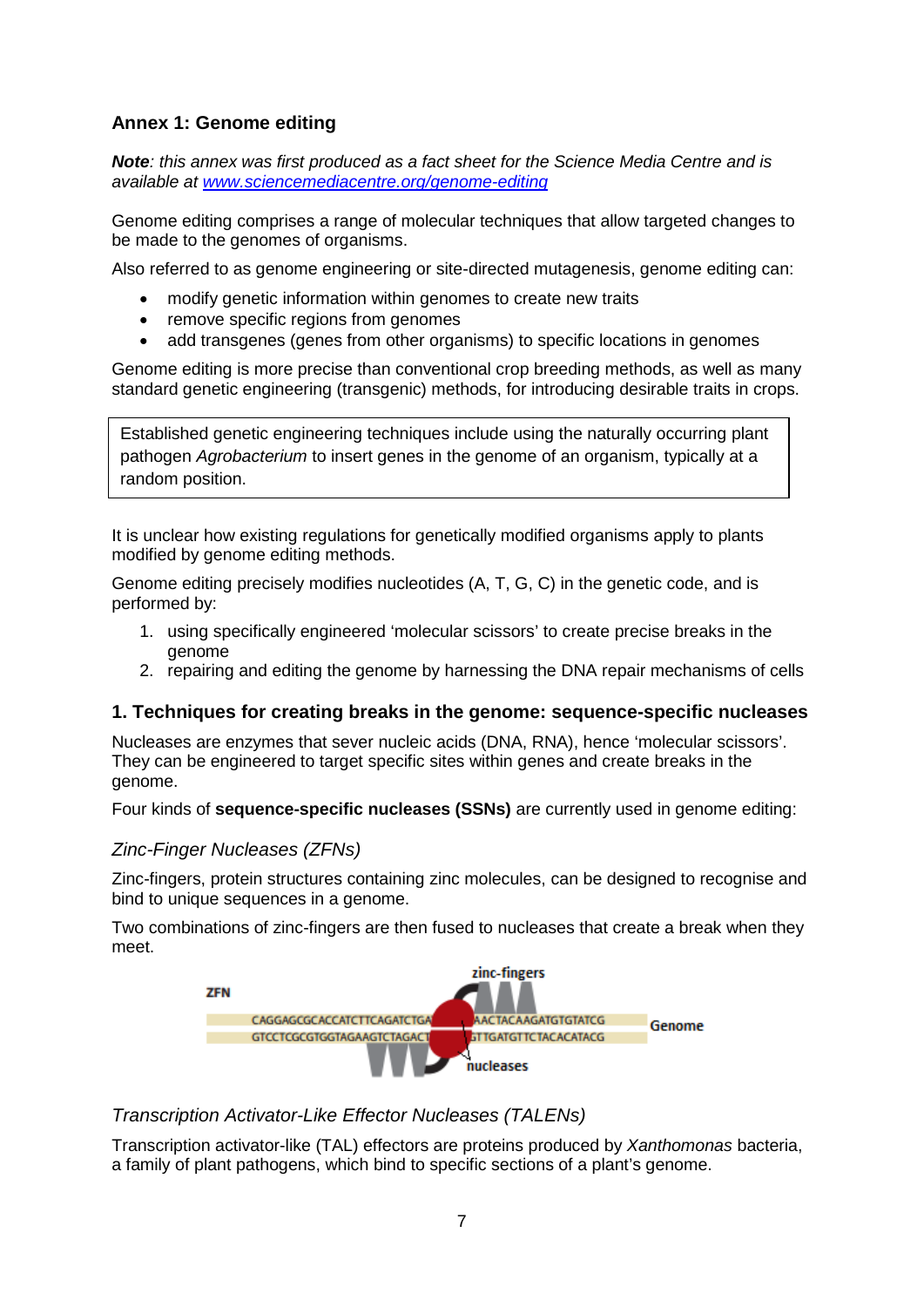## Annex 1: Genome editing

***Note**: this annex was first produced as a fact sheet for the Science Media Centre and is available at [www.sciencemediacentre.org/genome-editing](www.sciencemediacentre.org/genome-editing)*

Genome editing comprises a range of molecular techniques that allow targeted changes to be made to the genomes of organisms.

Also referred to as genome engineering or site-directed mutagenesis, genome editing can:

- modify genetic information within genomes to create new traits
- remove specific regions from genomes
- add transgenes (genes from other organisms) to specific locations in genomes

Genome editing is more precise than conventional crop breeding methods, as well as many standard genetic engineering (transgenic) methods, for introducing desirable traits in crops.

> Established genetic engineering techniques include using the naturally occurring plant pathogen *Agrobacterium* to insert genes in the genome of an organism, typically at a random position.

It is unclear how existing regulations for genetically modified organisms apply to plants modified by genome editing methods.

Genome editing precisely modifies nucleotides (A, T, G, C) in the genetic code, and is performed by:

1. using specifically engineered 'molecular scissors' to create precise breaks in the genome
2. repairing and editing the genome by harnessing the DNA repair mechanisms of cells

### 1. Techniques for creating breaks in the genome: sequence-specific nucleases

Nucleases are enzymes that sever nucleic acids (DNA, RNA), hence 'molecular scissors'. They can be engineered to target specific sites within genes and create breaks in the genome.

Four kinds of **sequence-specific nucleases (SSNs)** are currently used in genome editing:

#### *Zinc-Finger Nucleases (ZFNs)*

Zinc-fingers, protein structures containing zinc molecules, can be designed to recognise and bind to unique sequences in a genome.

Two combinations of zinc-fingers are then fused to nucleases that create a break when they meet.

ZFN

zinc-fingers

CAGGAGCGCACCATCTTCAGATCTGA AACTACAAGATGTGTATCG
GTCCTCGCGTGGTAGAAGTCTAGACT TTGATGTTCTACACATACG

Genome

nucleases

#### *Transcription Activator-Like Effector Nucleases (TALENs)*

Transcription activator-like (TAL) effectors are proteins produced by *Xanthomonas* bacteria, a family of plant pathogens, which bind to specific sections of a plant's genome.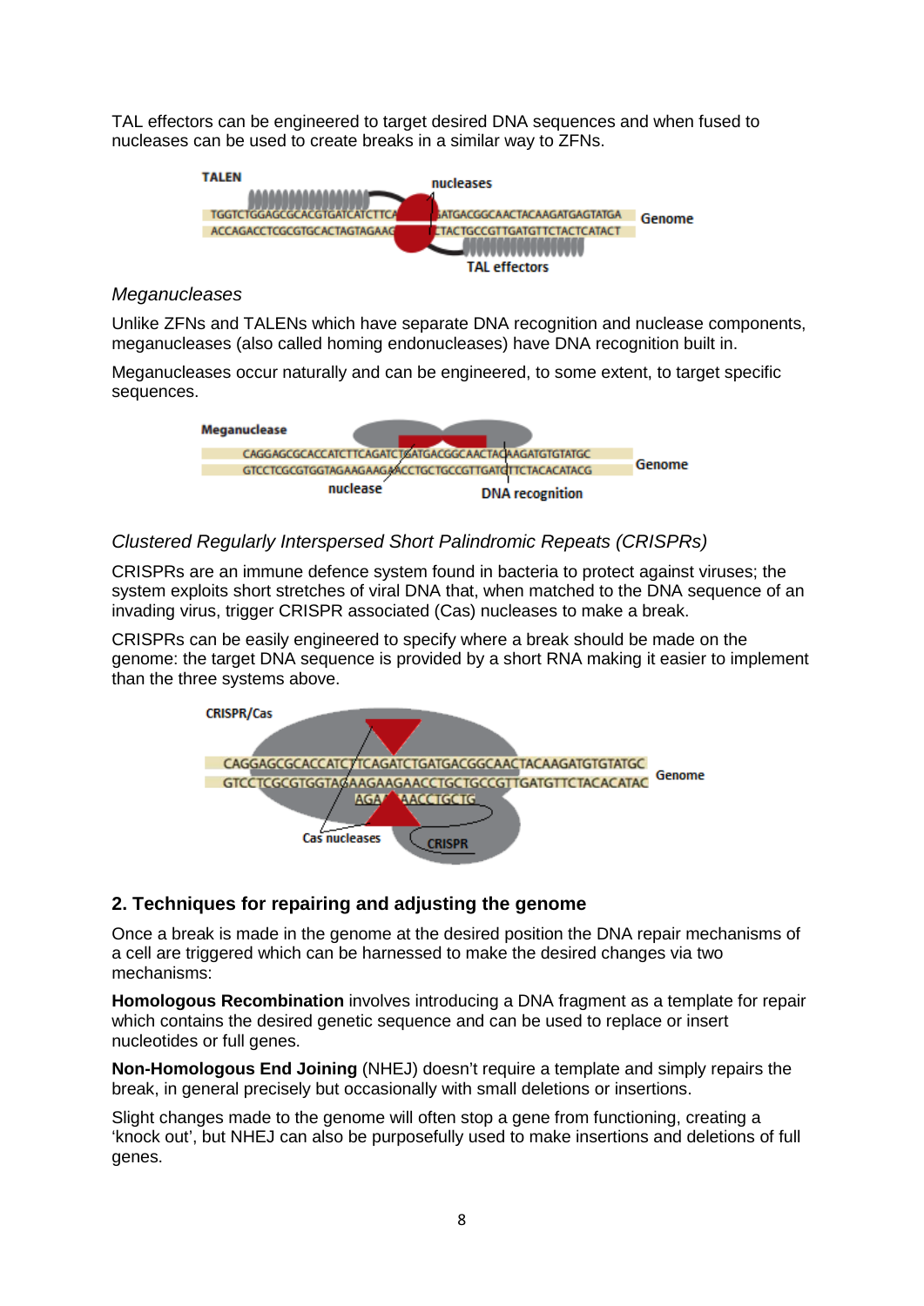TAL effectors can be engineered to target desired DNA sequences and when fused to nucleases can be used to create breaks in a similar way to ZFNs.

*Meganucleases*

Unlike ZFNs and TALENs which have separate DNA recognition and nuclease components, meganucleases (also called homing endonucleases) have DNA recognition built in.

Meganucleases occur naturally and can be engineered, to some extent, to target specific sequences.

*Clustered Regularly Interspersed Short Palindromic Repeats (CRISPRs)*

CRISPRs are an immune defence system found in bacteria to protect against viruses; the system exploits short stretches of viral DNA that, when matched to the DNA sequence of an invading virus, trigger CRISPR associated (Cas) nucleases to make a break.

CRISPRs can be easily engineered to specify where a break should be made on the genome: the target DNA sequence is provided by a short RNA making it easier to implement than the three systems above.

## 2. Techniques for repairing and adjusting the genome

Once a break is made in the genome at the desired position the DNA repair mechanisms of a cell are triggered which can be harnessed to make the desired changes via two mechanisms:

**Homologous Recombination** involves introducing a DNA fragment as a template for repair which contains the desired genetic sequence and can be used to replace or insert nucleotides or full genes.

**Non-Homologous End Joining** (NHEJ) doesn't require a template and simply repairs the break, in general precisely but occasionally with small deletions or insertions.

Slight changes made to the genome will often stop a gene from functioning, creating a 'knock out', but NHEJ can also be purposefully used to make insertions and deletions of full genes.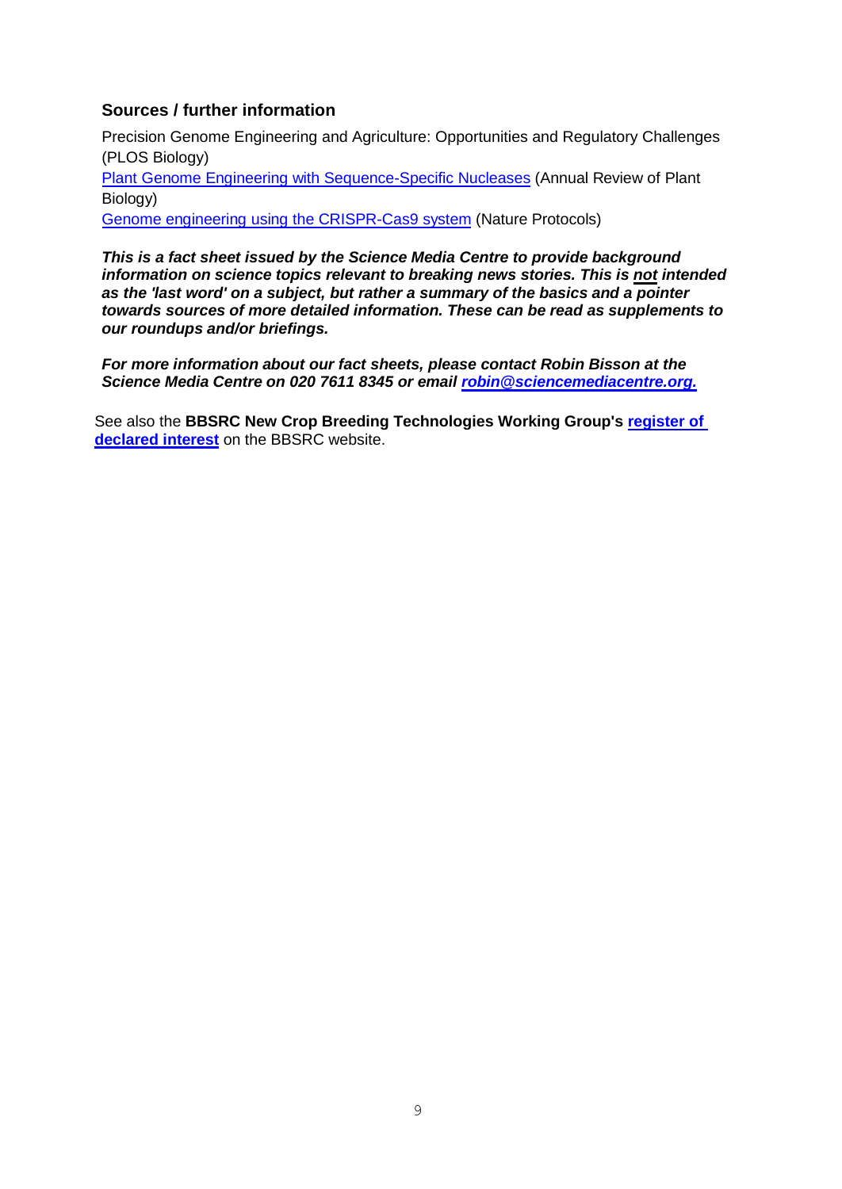## Sources / further information

Precision Genome Engineering and Agriculture: Opportunities and Regulatory Challenges (PLOS Biology)

Plant Genome Engineering with Sequence-Specific Nucleases (Annual Review of Plant Biology)

Genome engineering using the CRISPR-Cas9 system (Nature Protocols)

***This is a fact sheet issued by the Science Media Centre to provide background information on science topics relevant to breaking news stories. This is not intended as the 'last word' on a subject, but rather a summary of the basics and a pointer towards sources of more detailed information. These can be read as supplements to our roundups and/or briefings.***

***For more information about our fact sheets, please contact Robin Bisson at the Science Media Centre on 020 7611 8345 or email robin@sciencemediacentre.org.***

See also the **BBSRC New Crop Breeding Technologies Working Group's register of declared interest** on the BBSRC website.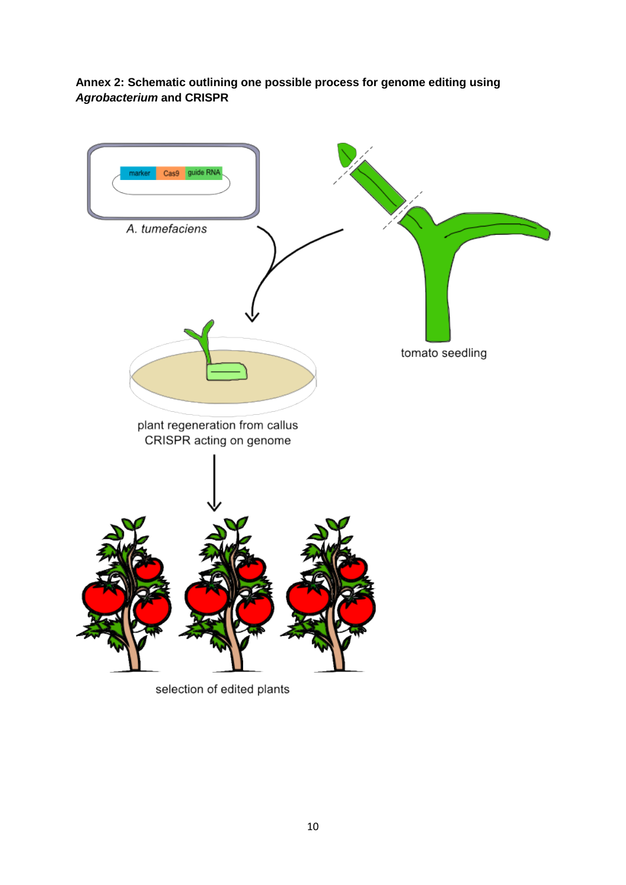**Annex 2: Schematic outlining one possible process for genome editing using *Agrobacterium* and CRISPR**

marker
Cas9
guide RNA
A. tumefaciens
tomato seedling
plant regeneration from callus
CRISPR acting on genome
selection of edited plants